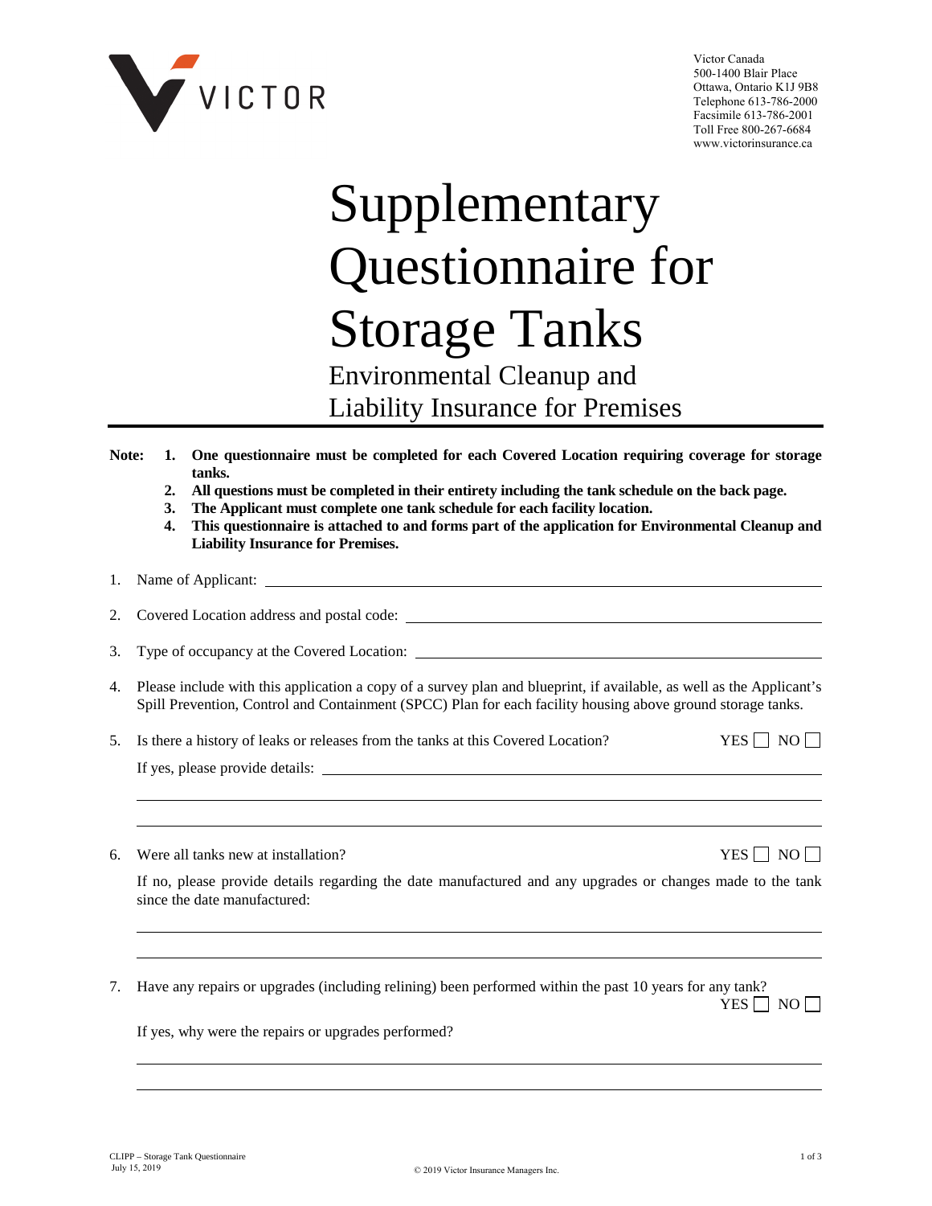Victor Canada
500-1400 Blair Place
Ottawa, Ontario K1J 9B8
Telephone 613-786-2000
Facsimile 613-786-2001
Toll Free 800-267-6684
www.victorinsurance.ca

# Supplementary Questionnaire for Storage Tanks

## Environmental Cleanup and Liability Insurance for Premises

**Note:**

1. **One questionnaire must be completed for each Covered Location requiring coverage for storage tanks.**
2. **All questions must be completed in their entirety including the tank schedule on the back page.**
3. **The Applicant must complete one tank schedule for each facility location.**
4. **This questionnaire is attached to and forms part of the application for Environmental Cleanup and Liability Insurance for Premises.**

1. Name of Applicant: ______________________________

2. Covered Location address and postal code: ______________________________

3. Type of occupancy at the Covered Location: ______________________________

4. Please include with this application a copy of a survey plan and blueprint, if available, as well as the Applicant's Spill Prevention, Control and Containment (SPCC) Plan for each facility housing above ground storage tanks.

5. Is there a history of leaks or releases from the tanks at this Covered Location? YES ☐ NO ☐

   If yes, please provide details: ______________________________

   ______________________________

   ______________________________

6. Were all tanks new at installation? YES ☐ NO ☐

   If no, please provide details regarding the date manufactured and any upgrades or changes made to the tank since the date manufactured:

   ______________________________

   ______________________________

7. Have any repairs or upgrades (including relining) been performed within the past 10 years for any tank? YES ☐ NO ☐

   If yes, why were the repairs or upgrades performed?

   ______________________________

   ______________________________

CLIPP – Storage Tank Questionnaire
July 15, 2019

© 2019 Victor Insurance Managers Inc.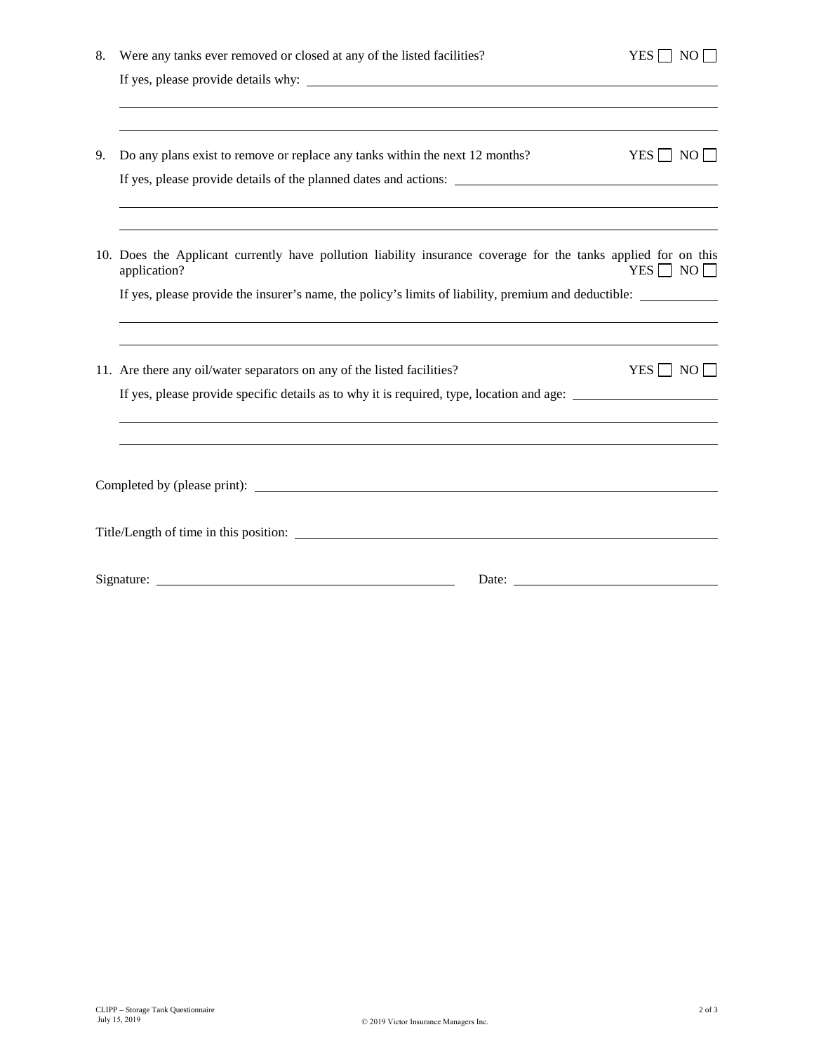8. Were any tanks ever removed or closed at any of the listed facilities? YES ☐ NO ☐

   If yes, please provide details why: ____________________________________________

   ______________________________________________________________________________

   ______________________________________________________________________________

9. Do any plans exist to remove or replace any tanks within the next 12 months? YES ☐ NO ☐

   If yes, please provide details of the planned dates and actions: ____________________________

   ______________________________________________________________________________

   ______________________________________________________________________________

10. Does the Applicant currently have pollution liability insurance coverage for the tanks applied for on this application? YES ☐ NO ☐

    If yes, please provide the insurer's name, the policy's limits of liability, premium and deductible: __________

    ______________________________________________________________________________

    ______________________________________________________________________________

11. Are there any oil/water separators on any of the listed facilities? YES ☐ NO ☐

    If yes, please provide specific details as to why it is required, type, location and age: ________________

    ______________________________________________________________________________

    ______________________________________________________________________________

Completed by (please print): ________________________________________________________

Title/Length of time in this position: __________________________________________________

Signature: ____________________________________ Date: ______________________________

CLIPP – Storage Tank Questionnaire
July 15, 2019

© 2019 Victor Insurance Managers Inc.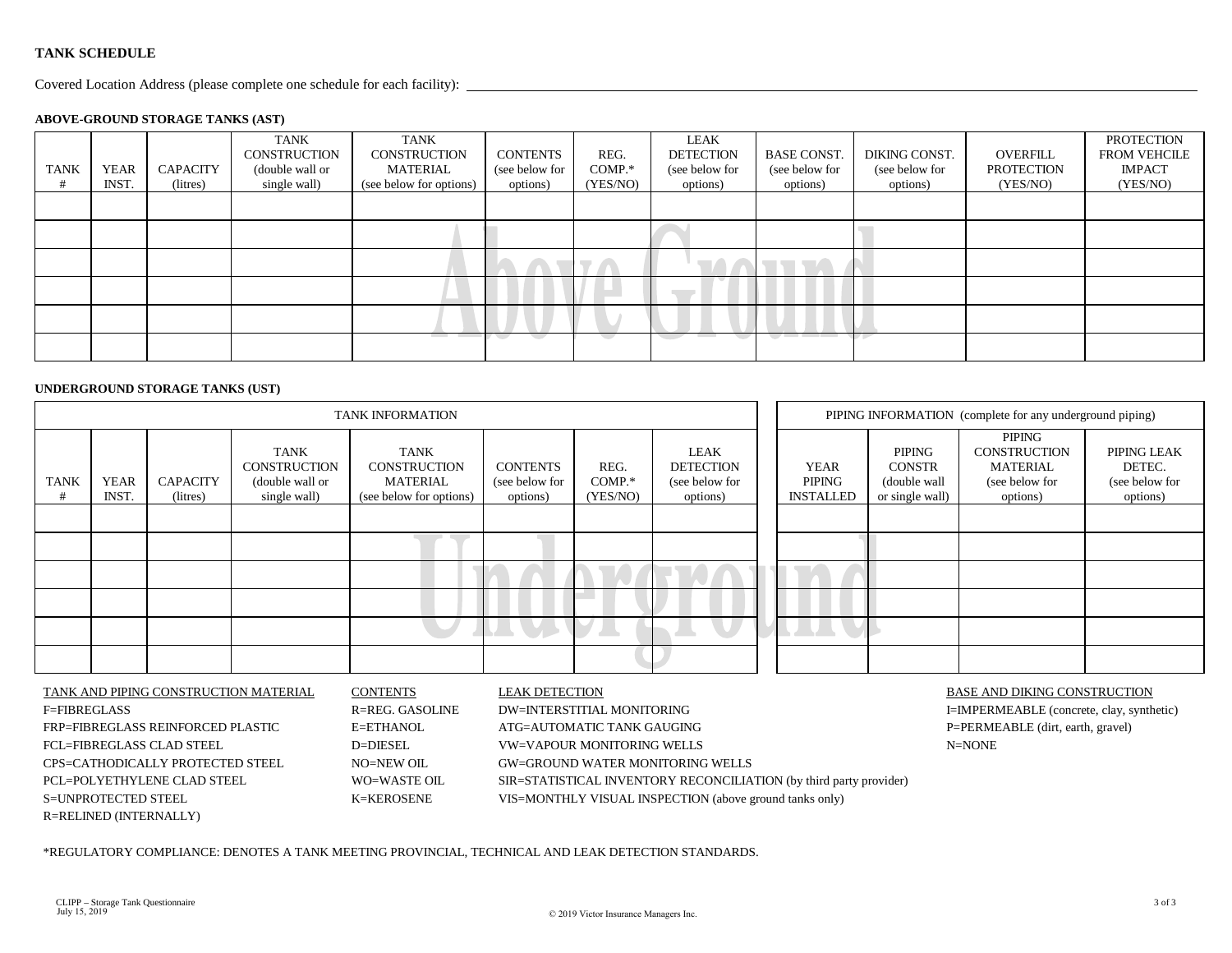**TANK SCHEDULE**

Covered Location Address (please complete one schedule for each facility): ____________________

**ABOVE-GROUND STORAGE TANKS (AST)**

| TANK # | YEAR INST. | CAPACITY (litres) | TANK CONSTRUCTION (double wall or single wall) | TANK CONSTRUCTION MATERIAL (see below for options) | CONTENTS (see below for options) | REG. COMP.* (YES/NO) | LEAK DETECTION (see below for options) | BASE CONST. (see below for options) | DIKING CONST. (see below for options) | OVERFILL PROTECTION (YES/NO) | PROTECTION FROM VEHCILE IMPACT (YES/NO) |
|---|---|---|---|---|---|---|---|---|---|---|---|
| | | | | | | | | | | | |
| | | | | | | | | | | | |
| | | | | | | | | | | | |
| | | | | | | | | | | | |
| | | | | | | | | | | | |
| | | | | | | | | | | | |

**UNDERGROUND STORAGE TANKS (UST)**

| TANK INFORMATION | | | | | | | | PIPING INFORMATION (complete for any underground piping) | | | |
|---|---|---|---|---|---|---|---|---|---|---|---|
| TANK # | YEAR INST. | CAPACITY (litres) | TANK CONSTRUCTION (double wall or single wall) | TANK CONSTRUCTION MATERIAL (see below for options) | CONTENTS (see below for options) | REG. COMP.* (YES/NO) | LEAK DETECTION (see below for options) | YEAR PIPING INSTALLED | PIPING CONSTR (double wall or single wall) | PIPING CONSTRUCTION MATERIAL (see below for options) | PIPING LEAK DETEC. (see below for options) |
| | | | | | | | | | | | |
| | | | | | | | | | | | |
| | | | | | | | | | | | |
| | | | | | | | | | | | |
| | | | | | | | | | | | |
| | | | | | | | | | | | |

TANK AND PIPING CONSTRUCTION MATERIAL
F=FIBREGLASS
FRP=FIBREGLASS REINFORCED PLASTIC
FCL=FIBREGLASS CLAD STEEL
CPS=CATHODICALLY PROTECTED STEEL
PCL=POLYETHYLENE CLAD STEEL
S=UNPROTECTED STEEL
R=RELINED (INTERNALLY)

CONTENTS
R=REG. GASOLINE
E=ETHANOL
D=DIESEL
NO=NEW OIL
WO=WASTE OIL
K=KEROSENE

LEAK DETECTION
DW=INTERSTITIAL MONITORING
ATG=AUTOMATIC TANK GAUGING
VW=VAPOUR MONITORING WELLS
GW=GROUND WATER MONITORING WELLS
SIR=STATISTICAL INVENTORY RECONCILIATION (by third party provider)
VIS=MONTHLY VISUAL INSPECTION (above ground tanks only)

BASE AND DIKING CONSTRUCTION
I=IMPERMEABLE (concrete, clay, synthetic)
P=PERMEABLE (dirt, earth, gravel)
N=NONE

*REGULATORY COMPLIANCE: DENOTES A TANK MEETING PROVINCIAL, TECHNICAL AND LEAK DETECTION STANDARDS.